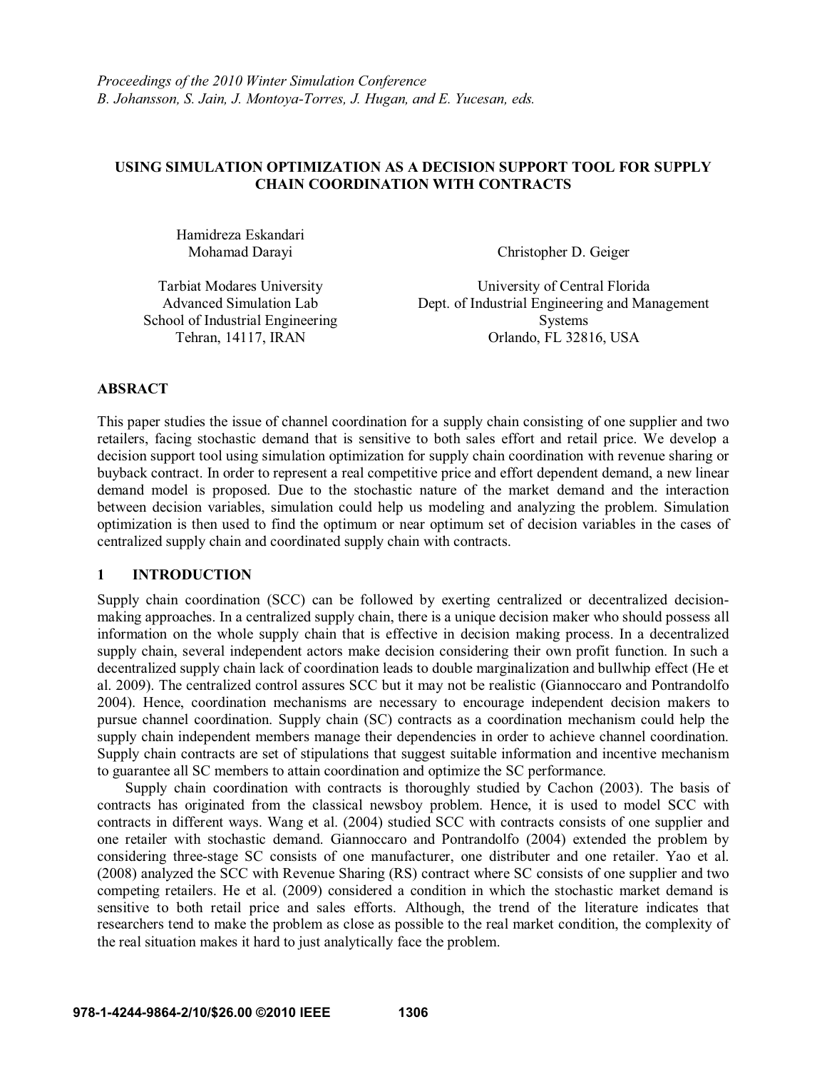*Proceedings of the 2010 Winter Simulation Conference*
*B. Johansson, S. Jain, J. Montoya-Torres, J. Hugan, and E. Yucesan, eds.*

# USING SIMULATION OPTIMIZATION AS A DECISION SUPPORT TOOL FOR SUPPLY CHAIN COORDINATION WITH CONTRACTS

Hamidreza Eskandari
Mohamad Darayi

Tarbiat Modares University
Advanced Simulation Lab
School of Industrial Engineering
Tehran, 14117, IRAN

Christopher D. Geiger

University of Central Florida
Dept. of Industrial Engineering and Management Systems
Orlando, FL 32816, USA

## ABSRACT

This paper studies the issue of channel coordination for a supply chain consisting of one supplier and two retailers, facing stochastic demand that is sensitive to both sales effort and retail price. We develop a decision support tool using simulation optimization for supply chain coordination with revenue sharing or buyback contract. In order to represent a real competitive price and effort dependent demand, a new linear demand model is proposed. Due to the stochastic nature of the market demand and the interaction between decision variables, simulation could help us modeling and analyzing the problem. Simulation optimization is then used to find the optimum or near optimum set of decision variables in the cases of centralized supply chain and coordinated supply chain with contracts.

## 1 INTRODUCTION

Supply chain coordination (SCC) can be followed by exerting centralized or decentralized decision-making approaches. In a centralized supply chain, there is a unique decision maker who should possess all information on the whole supply chain that is effective in decision making process. In a decentralized supply chain, several independent actors make decision considering their own profit function. In such a decentralized supply chain lack of coordination leads to double marginalization and bullwhip effect (He et al. 2009). The centralized control assures SCC but it may not be realistic (Giannoccaro and Pontrandolfo 2004). Hence, coordination mechanisms are necessary to encourage independent decision makers to pursue channel coordination. Supply chain (SC) contracts as a coordination mechanism could help the supply chain independent members manage their dependencies in order to achieve channel coordination. Supply chain contracts are set of stipulations that suggest suitable information and incentive mechanism to guarantee all SC members to attain coordination and optimize the SC performance.

Supply chain coordination with contracts is thoroughly studied by Cachon (2003). The basis of contracts has originated from the classical newsboy problem. Hence, it is used to model SCC with contracts in different ways. Wang et al. (2004) studied SCC with contracts consists of one supplier and one retailer with stochastic demand. Giannoccaro and Pontrandolfo (2004) extended the problem by considering three-stage SC consists of one manufacturer, one distributer and one retailer. Yao et al. (2008) analyzed the SCC with Revenue Sharing (RS) contract where SC consists of one supplier and two competing retailers. He et al. (2009) considered a condition in which the stochastic market demand is sensitive to both retail price and sales efforts. Although, the trend of the literature indicates that researchers tend to make the problem as close as possible to the real market condition, the complexity of the real situation makes it hard to just analytically face the problem.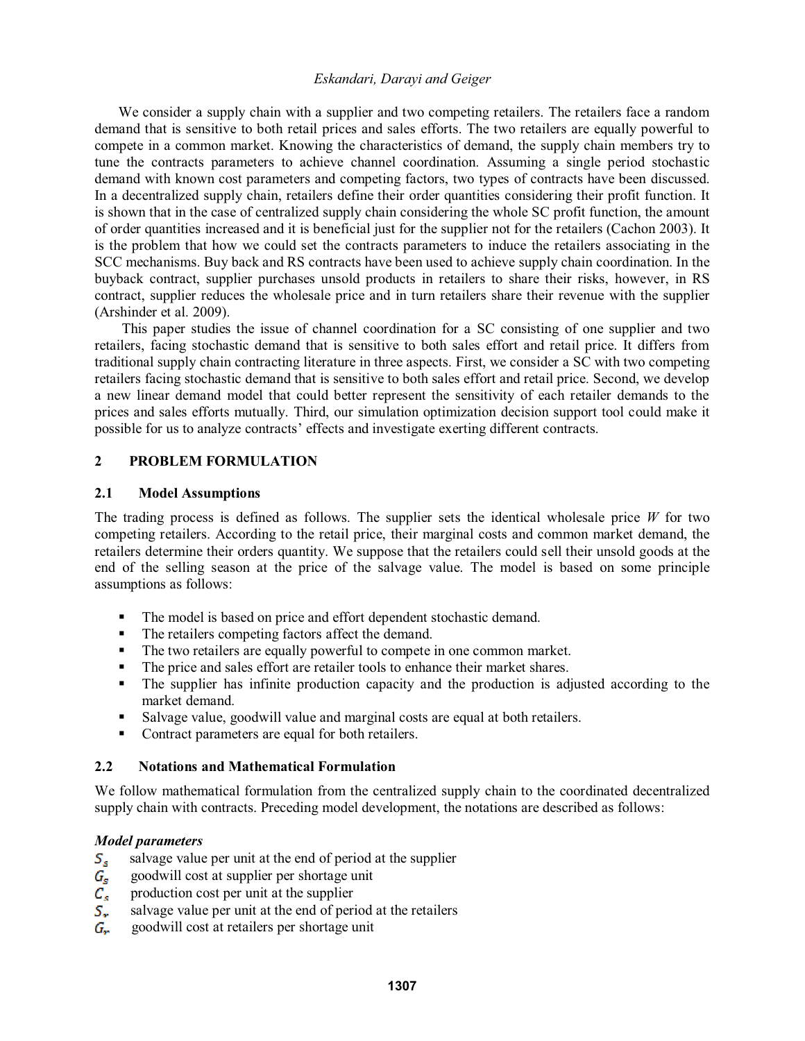We consider a supply chain with a supplier and two competing retailers. The retailers face a random demand that is sensitive to both retail prices and sales efforts. The two retailers are equally powerful to compete in a common market. Knowing the characteristics of demand, the supply chain members try to tune the contracts parameters to achieve channel coordination. Assuming a single period stochastic demand with known cost parameters and competing factors, two types of contracts have been discussed. In a decentralized supply chain, retailers define their order quantities considering their profit function. It is shown that in the case of centralized supply chain considering the whole SC profit function, the amount of order quantities increased and it is beneficial just for the supplier not for the retailers (Cachon 2003). It is the problem that how we could set the contracts parameters to induce the retailers associating in the SCC mechanisms. Buy back and RS contracts have been used to achieve supply chain coordination. In the buyback contract, supplier purchases unsold products in retailers to share their risks, however, in RS contract, supplier reduces the wholesale price and in turn retailers share their revenue with the supplier (Arshinder et al. 2009).

This paper studies the issue of channel coordination for a SC consisting of one supplier and two retailers, facing stochastic demand that is sensitive to both sales effort and retail price. It differs from traditional supply chain contracting literature in three aspects. First, we consider a SC with two competing retailers facing stochastic demand that is sensitive to both sales effort and retail price. Second, we develop a new linear demand model that could better represent the sensitivity of each retailer demands to the prices and sales efforts mutually. Third, our simulation optimization decision support tool could make it possible for us to analyze contracts' effects and investigate exerting different contracts.

## 2 PROBLEM FORMULATION

### 2.1 Model Assumptions

The trading process is defined as follows. The supplier sets the identical wholesale price $W$ for two competing retailers. According to the retail price, their marginal costs and common market demand, the retailers determine their orders quantity. We suppose that the retailers could sell their unsold goods at the end of the selling season at the price of the salvage value. The model is based on some principle assumptions as follows:

- The model is based on price and effort dependent stochastic demand.
- The retailers competing factors affect the demand.
- The two retailers are equally powerful to compete in one common market.
- The price and sales effort are retailer tools to enhance their market shares.
- The supplier has infinite production capacity and the production is adjusted according to the market demand.
- Salvage value, goodwill value and marginal costs are equal at both retailers.
- Contract parameters are equal for both retailers.

### 2.2 Notations and Mathematical Formulation

We follow mathematical formulation from the centralized supply chain to the coordinated decentralized supply chain with contracts. Preceding model development, the notations are described as follows:

***Model parameters***

$S_s$ salvage value per unit at the end of period at the supplier
$G_s$ goodwill cost at supplier per shortage unit
$C_s$ production cost per unit at the supplier
$S_r$ salvage value per unit at the end of period at the retailers
$G_r$ goodwill cost at retailers per shortage unit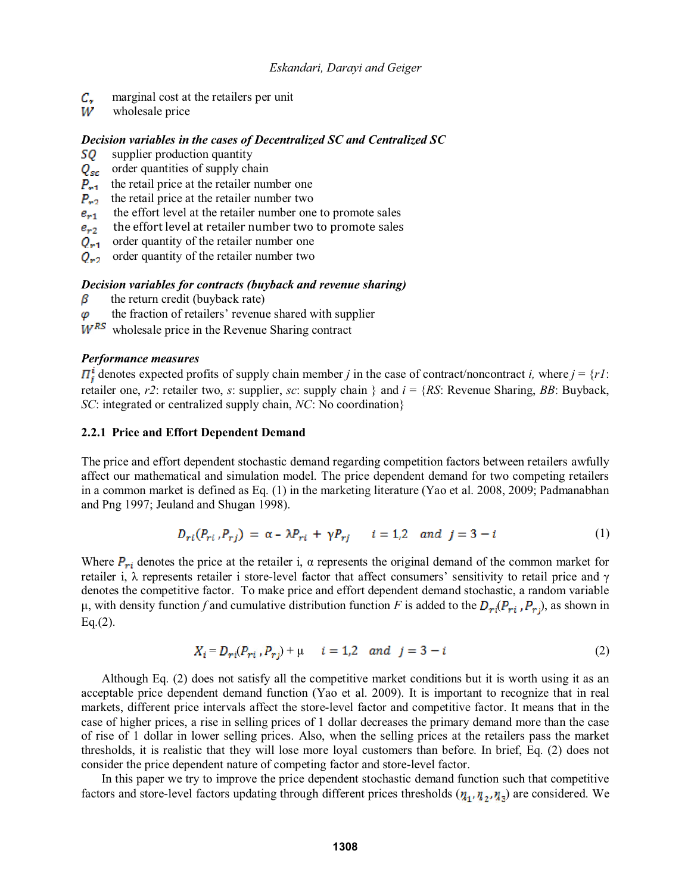$C_r$ marginal cost at the retailers per unit
$W$ wholesale price

***Decision variables in the cases of Decentralized SC and Centralized SC***

$SQ$ supplier production quantity
$Q_{sc}$ order quantities of supply chain
$P_{r1}$ the retail price at the retailer number one
$P_{r2}$ the retail price at the retailer number two
$e_{r1}$ the effort level at the retailer number one to promote sales
$e_{r2}$ the effort level at retailer number two to promote sales
$Q_{r1}$ order quantity of the retailer number one
$Q_{r2}$ order quantity of the retailer number two

***Decision variables for contracts (buyback and revenue sharing)***

$\beta$ the return credit (buyback rate)
$\varphi$ the fraction of retailers' revenue shared with supplier
$W^{RS}$ wholesale price in the Revenue Sharing contract

***Performance measures***

$\Pi_j^i$ denotes expected profits of supply chain member *j* in the case of contract/noncontract *i*, where *j* = {*r1*: retailer one, *r2*: retailer two, *s*: supplier, *sc*: supply chain } and *i* = {*RS*: Revenue Sharing, *BB*: Buyback, *SC*: integrated or centralized supply chain, *NC*: No coordination}

### 2.2.1 Price and Effort Dependent Demand

The price and effort dependent stochastic demand regarding competition factors between retailers awfully affect our mathematical and simulation model. The price dependent demand for two competing retailers in a common market is defined as Eq. (1) in the marketing literature (Yao et al. 2008, 2009; Padmanabhan and Png 1997; Jeuland and Shugan 1998).

$$D_{ri}(P_{ri}, P_{rj}) = \alpha - \lambda P_{ri} + \gamma P_{rj} \qquad i = 1,2 \quad and \quad j = 3 - i \tag{1}$$

Where $P_{ri}$ denotes the price at the retailer i, α represents the original demand of the common market for retailer i, λ represents retailer i store-level factor that affect consumers' sensitivity to retail price and γ denotes the competitive factor. To make price and effort dependent demand stochastic, a random variable μ, with density function *f* and cumulative distribution function *F* is added to the $D_{ri}(P_{ri}, P_{rj})$, as shown in Eq.(2).

$$X_i = D_{ri}(P_{ri}, P_{rj}) + \mu \qquad i = 1,2 \quad and \quad j = 3 - i \tag{2}$$

Although Eq. (2) does not satisfy all the competitive market conditions but it is worth using it as an acceptable price dependent demand function (Yao et al. 2009). It is important to recognize that in real markets, different price intervals affect the store-level factor and competitive factor. It means that in the case of higher prices, a rise in selling prices of 1 dollar decreases the primary demand more than the case of rise of 1 dollar in lower selling prices. Also, when the selling prices at the retailers pass the market thresholds, it is realistic that they will lose more loyal customers than before. In brief, Eq. (2) does not consider the price dependent nature of competing factor and store-level factor.

In this paper we try to improve the price dependent stochastic demand function such that competitive factors and store-level factors updating through different prices thresholds ($\eta_1, \eta_2, \eta_3$) are considered. We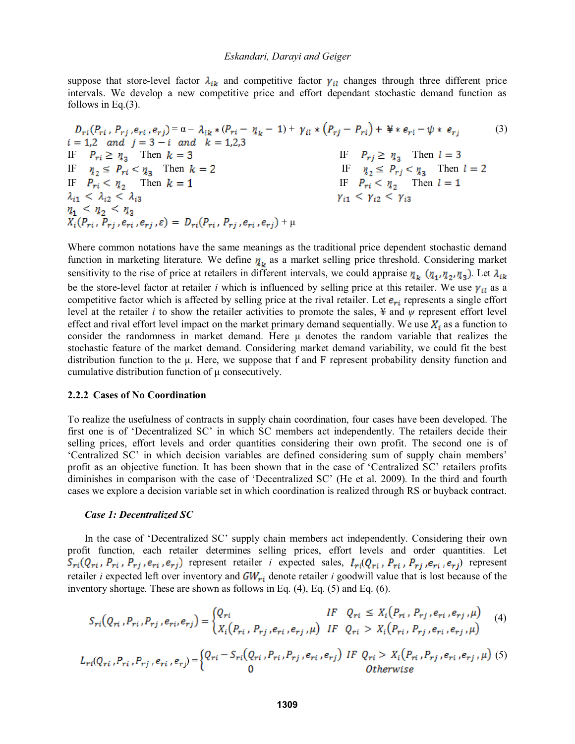suppose that store-level factor $\lambda_{ik}$ and competitive factor $\gamma_{il}$ changes through three different price intervals. We develop a new competitive price and effort dependant stochastic demand function as follows in Eq.(3).

$$D_{ri}(P_{ri}, P_{rj}, e_{ri}, e_{rj}) = \alpha - \lambda_{ik} * (P_{ri} - \eta_k - 1) + \gamma_{il} * (P_{rj} - P_{ri}) + ¥ * e_{ri} - \psi * e_{rj} \tag{3}$$

$i = 1,2 \quad and \quad j = 3 - i \quad and \quad k = 1,2,3$

IF $\quad P_{ri} \geq \eta_3 \quad$ Then $\; k = 3$ $\qquad\qquad$ IF $\quad P_{rj} \geq \eta_3 \quad$ Then $\; l = 3$

IF $\quad \eta_2 \leq P_{ri} < \eta_3 \quad$ Then $\; k = 2$ $\qquad\qquad$ IF $\quad \eta_2 \leq P_{rj} < \eta_3 \quad$ Then $\; l = 2$

IF $\quad P_{ri} < \eta_2 \quad$ Then $\; k = 1$ $\qquad\qquad$ IF $\quad P_{ri} < \eta_2 \quad$ Then $\; l = 1$

$\lambda_{i1} < \lambda_{i2} < \lambda_{i3}$ $\qquad\qquad$ $\gamma_{i1} < \gamma_{i2} < \gamma_{i3}$

$\eta_1 < \eta_2 < \eta_3$

$X_i(P_{ri}, P_{rj}, e_{ri}, e_{rj}, \varepsilon) = D_{ri}(P_{ri}, P_{rj}, e_{ri}, e_{rj}) + \mu$

Where common notations have the same meanings as the traditional price dependent stochastic demand function in marketing literature. We define $\eta_k$ as a market selling price threshold. Considering market sensitivity to the rise of price at retailers in different intervals, we could appraise $\eta_k$ $(\eta_1, \eta_2, \eta_3)$. Let $\lambda_{ik}$ be the store-level factor at retailer $i$ which is influenced by selling price at this retailer. We use $\gamma_{il}$ as a competitive factor which is affected by selling price at the rival retailer. Let $e_{ri}$ represents a single effort level at the retailer $i$ to show the retailer activities to promote the sales, ¥ and $\psi$ represent effort level effect and rival effort level impact on the market primary demand sequentially. We use $X_i$ as a function to consider the randomness in market demand. Here μ denotes the random variable that realizes the stochastic feature of the market demand. Considering market demand variability, we could fit the best distribution function to the μ. Here, we suppose that f and F represent probability density function and cumulative distribution function of μ consecutively.

### 2.2.2 Cases of No Coordination

To realize the usefulness of contracts in supply chain coordination, four cases have been developed. The first one is of 'Decentralized SC' in which SC members act independently. The retailers decide their selling prices, effort levels and order quantities considering their own profit. The second one is of 'Centralized SC' in which decision variables are defined considering sum of supply chain members' profit as an objective function. It has been shown that in the case of 'Centralized SC' retailers profits diminishes in comparison with the case of 'Decentralized SC' (He et al. 2009). In the third and fourth cases we explore a decision variable set in which coordination is realized through RS or buyback contract.

#### *Case 1: Decentralized SC*

In the case of 'Decentralized SC' supply chain members act independently. Considering their own profit function, each retailer determines selling prices, effort levels and order quantities. Let $S_{ri}(Q_{ri}, P_{ri}, P_{rj}, e_{ri}, e_{rj})$ represent retailer $i$ expected sales, $I_{ri}(Q_{ri}, P_{ri}, P_{rj}, e_{ri}, e_{rj})$ represent retailer $i$ expected left over inventory and $GW_{ri}$ denote retailer $i$ goodwill value that is lost because of the inventory shortage. These are shown as follows in Eq. (4), Eq. (5) and Eq. (6).

$$S_{ri}(Q_{ri}, P_{ri}, P_{rj}, e_{ri}, e_{rj}) = \begin{cases} Q_{ri} & IF \quad Q_{ri} \leq X_i(P_{ri}, P_{rj}, e_{ri}, e_{rj}, \mu) \\ X_i(P_{ri}, P_{rj}, e_{ri}, e_{rj}, \mu) & IF \quad Q_{ri} > X_i(P_{ri}, P_{rj}, e_{ri}, e_{rj}, \mu) \end{cases} \tag{4}$$

$$L_{ri}(Q_{ri}, P_{ri}, P_{rj}, e_{ri}, e_{rj}) = \begin{cases} Q_{ri} - S_{ri}(Q_{ri}, P_{ri}, P_{rj}, e_{ri}, e_{rj}) & IF \;\; Q_{ri} > X_i(P_{ri}, P_{rj}, e_{ri}, e_{rj}, \mu) \\ 0 & Otherwise \end{cases} \tag{5}$$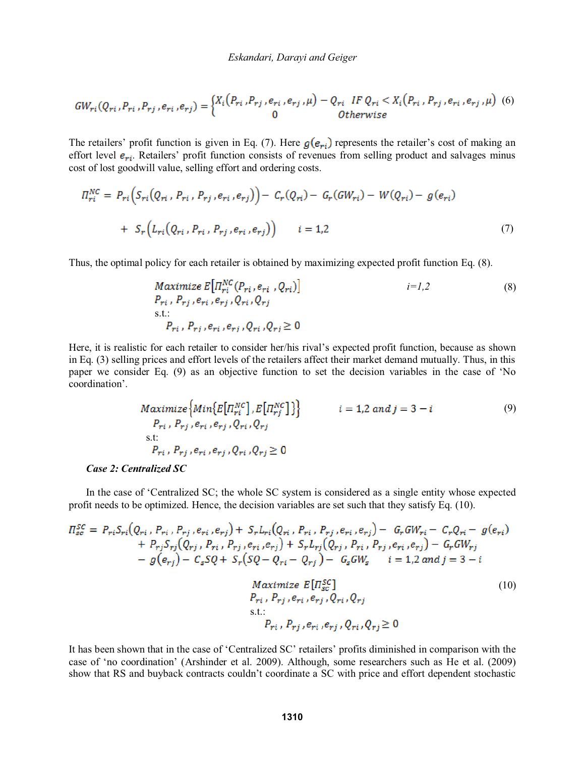$$GW_{ri}(Q_{ri}, P_{ri}, P_{rj}, e_{ri}, e_{rj}) = \begin{cases} X_i(P_{ri}, P_{rj}, e_{ri}, e_{rj}, \mu) - Q_{ri} & IF\ Q_{ri} < X_i(P_{ri}, P_{rj}, e_{ri}, e_{rj}, \mu) \\ 0 & Otherwise \end{cases} \quad (6)$$

The retailers' profit function is given in Eq. (7). Here $g(e_{ri})$ represents the retailer's cost of making an effort level $e_{ri}$. Retailers' profit function consists of revenues from selling product and salvages minus cost of lost goodwill value, selling effort and ordering costs.

$$\Pi_{ri}^{NC} = P_{ri}\left(S_{ri}(Q_{ri}, P_{ri}, P_{rj}, e_{ri}, e_{rj})\right) - C_r(Q_{ri}) - G_r(GW_{ri}) - W(Q_{ri}) - g(e_{ri})$$
$$+ S_r\left(L_{ri}(Q_{ri}, P_{ri}, P_{rj}, e_{ri}, e_{rj})\right) \qquad i = 1,2 \qquad (7)$$

Thus, the optimal policy for each retailer is obtained by maximizing expected profit function Eq. (8).

$$\underset{P_{ri}, P_{rj}, e_{ri}, e_{rj}, Q_{ri}, Q_{rj}}{Maximize}\ E\left[\Pi_{ri}^{NC}(P_{ri}, e_{ri}, Q_{ri})\right] \qquad i=1,2 \qquad (8)$$
$$\text{s.t.:}\quad P_{ri}, P_{rj}, e_{ri}, e_{rj}, Q_{ri}, Q_{rj} \geq 0$$

Here, it is realistic for each retailer to consider her/his rival's expected profit function, because as shown in Eq. (3) selling prices and effort levels of the retailers affect their market demand mutually. Thus, in this paper we consider Eq. (9) as an objective function to set the decision variables in the case of 'No coordination'.

$$\underset{P_{ri}, P_{rj}, e_{ri}, e_{rj}, Q_{ri}, Q_{rj}}{Maximize}\left\{Min\left\{E\left[\Pi_{ri}^{NC}\right], E\left[\Pi_{rj}^{NC}\right]\right\}\right\} \qquad i = 1,2\ and\ j = 3 - i \qquad (9)$$
$$\text{s.t:}\quad P_{ri}, P_{rj}, e_{ri}, e_{rj}, Q_{ri}, Q_{rj} \geq 0$$

***Case 2: Centralized SC***

In the case of 'Centralized SC; the whole SC system is considered as a single entity whose expected profit needs to be optimized. Hence, the decision variables are set such that they satisfy Eq. (10).

$$\Pi_{sc}^{SC} = P_{ri}S_{ri}(Q_{ri}, P_{ri}, P_{rj}, e_{ri}, e_{rj}) + S_rL_{ri}(Q_{ri}, P_{ri}, P_{rj}, e_{ri}, e_{rj}) - G_rGW_{ri} - C_rQ_{ri} - g(e_{ri})$$
$$+ P_{rj}S_{rj}(Q_{rj}, P_{ri}, P_{rj}, e_{ri}, e_{rj}) + S_rL_{rj}(Q_{rj}, P_{ri}, P_{rj}, e_{ri}, e_{rj}) - G_rGW_{rj}$$
$$- g(e_{rj}) - C_sSQ + S_r(SQ - Q_{ri} - Q_{rj}) - G_sGW_s \qquad i = 1,2\ and\ j = 3 - i$$

$$\underset{P_{ri}, P_{rj}, e_{ri}, e_{rj}, Q_{ri}, Q_{rj}}{Maximize}\ E\left[\Pi_{sc}^{SC}\right] \qquad (10)$$
$$\text{s.t.:}\quad P_{ri}, P_{rj}, e_{ri}, e_{rj}, Q_{ri}, Q_{rj} \geq 0$$

It has been shown that in the case of 'Centralized SC' retailers' profits diminished in comparison with the case of 'no coordination' (Arshinder et al. 2009). Although, some researchers such as He et al. (2009) show that RS and buyback contracts couldn't coordinate a SC with price and effort dependent stochastic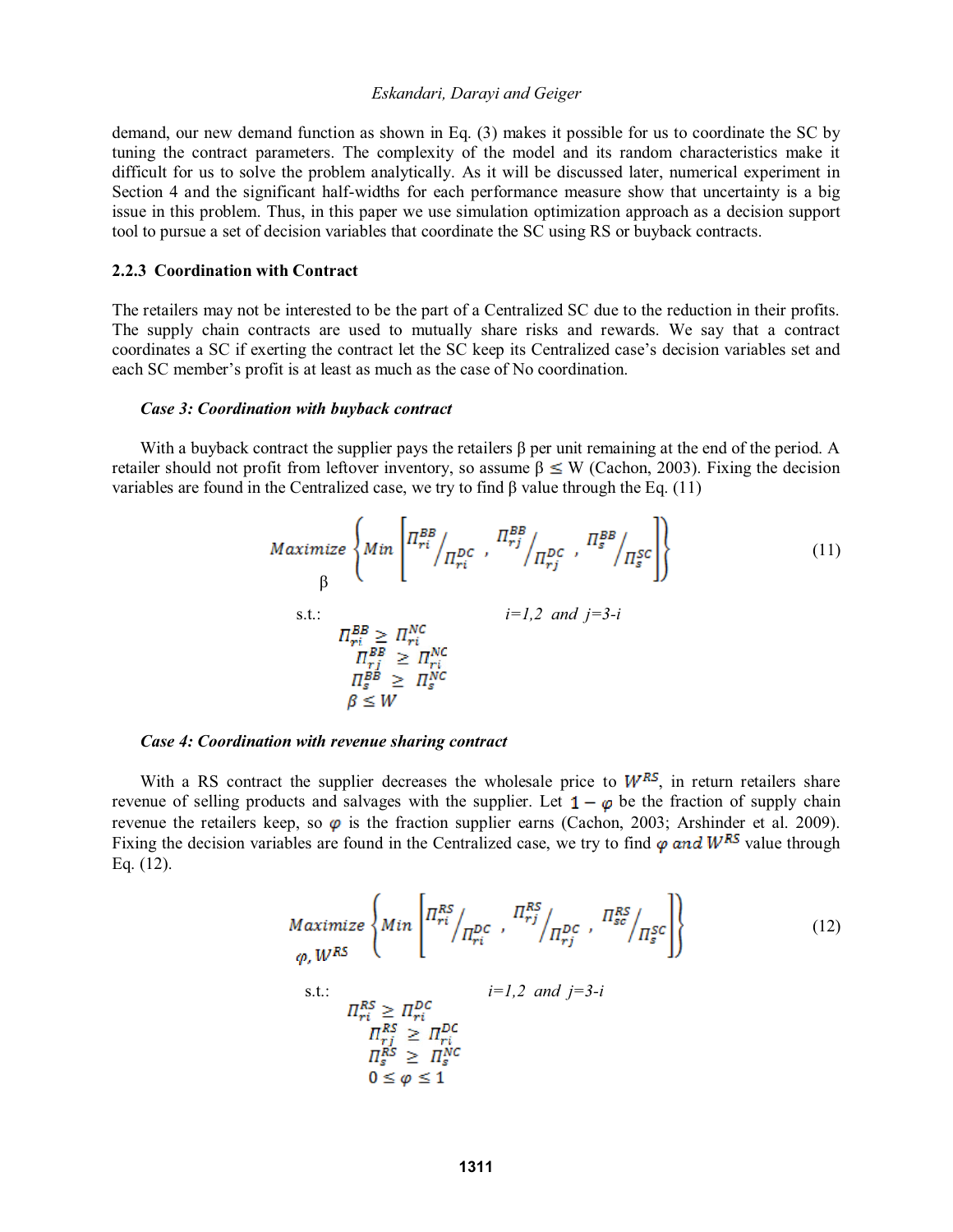demand, our new demand function as shown in Eq. (3) makes it possible for us to coordinate the SC by tuning the contract parameters. The complexity of the model and its random characteristics make it difficult for us to solve the problem analytically. As it will be discussed later, numerical experiment in Section 4 and the significant half-widths for each performance measure show that uncertainty is a big issue in this problem. Thus, in this paper we use simulation optimization approach as a decision support tool to pursue a set of decision variables that coordinate the SC using RS or buyback contracts.

### 2.2.3 Coordination with Contract

The retailers may not be interested to be the part of a Centralized SC due to the reduction in their profits. The supply chain contracts are used to mutually share risks and rewards. We say that a contract coordinates a SC if exerting the contract let the SC keep its Centralized case's decision variables set and each SC member's profit is at least as much as the case of No coordination.

***Case 3: Coordination with buyback contract***

With a buyback contract the supplier pays the retailers β per unit remaining at the end of the period. A retailer should not profit from leftover inventory, so assume $\beta \leq W$ (Cachon, 2003). Fixing the decision variables are found in the Centralized case, we try to find β value through the Eq. (11)

$$\underset{\beta}{Maximize} \left\{ Min \left[ {\Pi_{ri}^{BB}}/{\Pi_{ri}^{DC}} \;,\; {\Pi_{rj}^{BB}}/{\Pi_{rj}^{DC}} \;,\; {\Pi_{s}^{BB}}/{\Pi_{s}^{SC}} \right] \right\} \tag{11}$$

s.t.: $\quad i=1,2 \;\; and \;\; j=3-i$

$$\Pi_{ri}^{BB} \geq \Pi_{ri}^{NC}$$
$$\Pi_{rj}^{BB} \geq \Pi_{ri}^{NC}$$
$$\Pi_{s}^{BB} \geq \Pi_{s}^{NC}$$
$$\beta \leq W$$

***Case 4: Coordination with revenue sharing contract***

With a RS contract the supplier decreases the wholesale price to $W^{RS}$, in return retailers share revenue of selling products and salvages with the supplier. Let $1-\varphi$ be the fraction of supply chain revenue the retailers keep, so $\varphi$ is the fraction supplier earns (Cachon, 2003; Arshinder et al. 2009). Fixing the decision variables are found in the Centralized case, we try to find $\varphi$ and $W^{RS}$ value through Eq. (12).

$$\underset{\varphi,\, W^{RS}}{Maximize} \left\{ Min \left[ {\Pi_{ri}^{RS}}/{\Pi_{ri}^{DC}} \;,\; {\Pi_{rj}^{RS}}/{\Pi_{rj}^{DC}} \;,\; {\Pi_{sc}^{RS}}/{\Pi_{s}^{SC}} \right] \right\} \tag{12}$$

s.t.: $\quad i=1,2 \;\; and \;\; j=3-i$

$$\Pi_{ri}^{RS} \geq \Pi_{ri}^{DC}$$
$$\Pi_{rj}^{RS} \geq \Pi_{ri}^{DC}$$
$$\Pi_{s}^{RS} \geq \Pi_{s}^{NC}$$
$$0 \leq \varphi \leq 1$$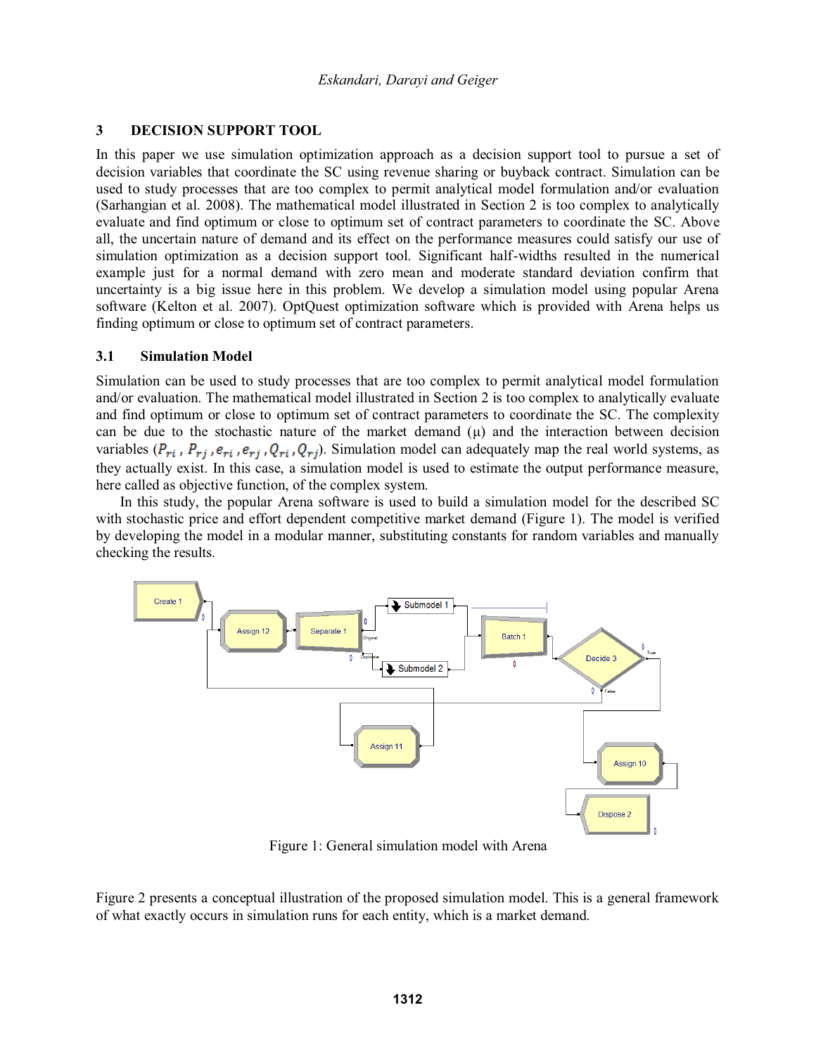## 3 DECISION SUPPORT TOOL

In this paper we use simulation optimization approach as a decision support tool to pursue a set of decision variables that coordinate the SC using revenue sharing or buyback contract. Simulation can be used to study processes that are too complex to permit analytical model formulation and/or evaluation (Sarhangian et al. 2008). The mathematical model illustrated in Section 2 is too complex to analytically evaluate and find optimum or close to optimum set of contract parameters to coordinate the SC. Above all, the uncertain nature of demand and its effect on the performance measures could satisfy our use of simulation optimization as a decision support tool. Significant half-widths resulted in the numerical example just for a normal demand with zero mean and moderate standard deviation confirm that uncertainty is a big issue here in this problem. We develop a simulation model using popular Arena software (Kelton et al. 2007). OptQuest optimization software which is provided with Arena helps us finding optimum or close to optimum set of contract parameters.

### 3.1 Simulation Model

Simulation can be used to study processes that are too complex to permit analytical model formulation and/or evaluation. The mathematical model illustrated in Section 2 is too complex to analytically evaluate and find optimum or close to optimum set of contract parameters to coordinate the SC. The complexity can be due to the stochastic nature of the market demand (μ) and the interaction between decision variables ($P_{ri}$ , $P_{rj}$ , $e_{ri}$ , $e_{rj}$ , $Q_{ri}$ , $Q_{rj}$). Simulation model can adequately map the real world systems, as they actually exist. In this case, a simulation model is used to estimate the output performance measure, here called as objective function, of the complex system.

In this study, the popular Arena software is used to build a simulation model for the described SC with stochastic price and effort dependent competitive market demand (Figure 1). The model is verified by developing the model in a modular manner, substituting constants for random variables and manually checking the results.

Figure 1: General simulation model with Arena

Figure 2 presents a conceptual illustration of the proposed simulation model. This is a general framework of what exactly occurs in simulation runs for each entity, which is a market demand.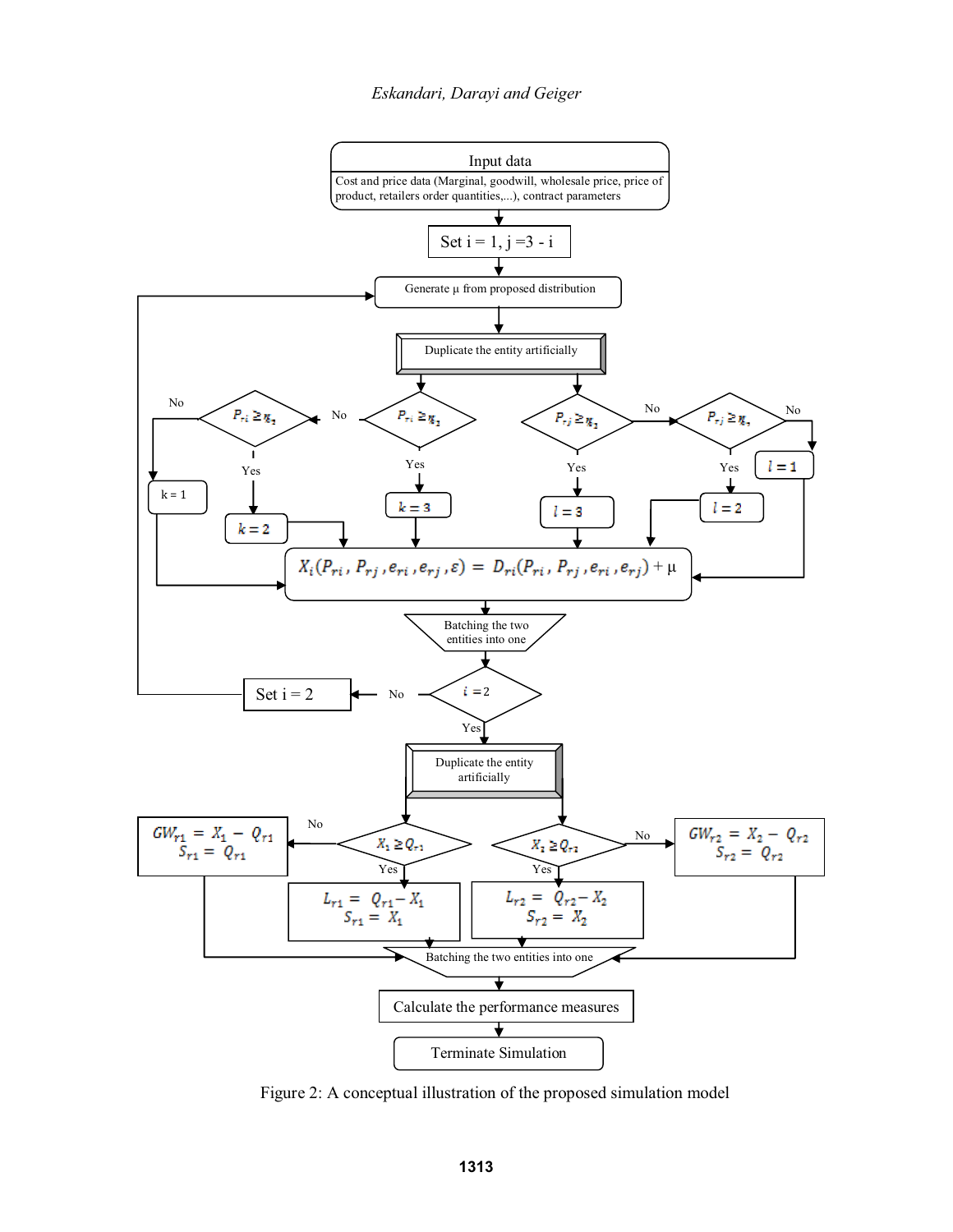Input data

Cost and price data (Marginal, goodwill, wholesale price, price of product, retailers order quantities,...), contract parameters

Set i = 1, j = 3 - i

Generate μ from proposed distribution

Duplicate the entity artificially

$P_{ri} \geq \pi_2$ — Yes: $k = 2$; No: $k = 1$

$P_{ri} \geq \pi_1$ — Yes: $k = 3$; No: go to $P_{ri} \geq \pi_2$

$P_{rj} \geq \pi_1$ — Yes: $l = 3$; No: go to $P_{rj} \geq \pi_2$

$P_{rj} \geq \pi_2$ — Yes: $l = 2$; No: $l = 1$

$$X_i(P_{ri}, P_{rj}, e_{ri}, e_{rj}, \varepsilon) = D_{ri}(P_{ri}, P_{rj}, e_{ri}, e_{rj}) + \mu$$

Batching the two entities into one

$i = 2$ — No: Set i = 2 (return to Generate μ); Yes: continue

Duplicate the entity artificially

$X_1 \geq Q_{r1}$ — Yes: $L_{r1} = Q_{r1} - X_1$, $S_{r1} = X_1$; No: $GW_{r1} = X_1 - Q_{r1}$, $S_{r1} = Q_{r1}$

$X_2 \geq Q_{r2}$ — Yes: $L_{r2} = Q_{r2} - X_2$, $S_{r2} = X_2$; No: $GW_{r2} = X_2 - Q_{r2}$, $S_{r2} = Q_{r2}$

Batching the two entities into one

Calculate the performance measures

Terminate Simulation

Figure 2: A conceptual illustration of the proposed simulation model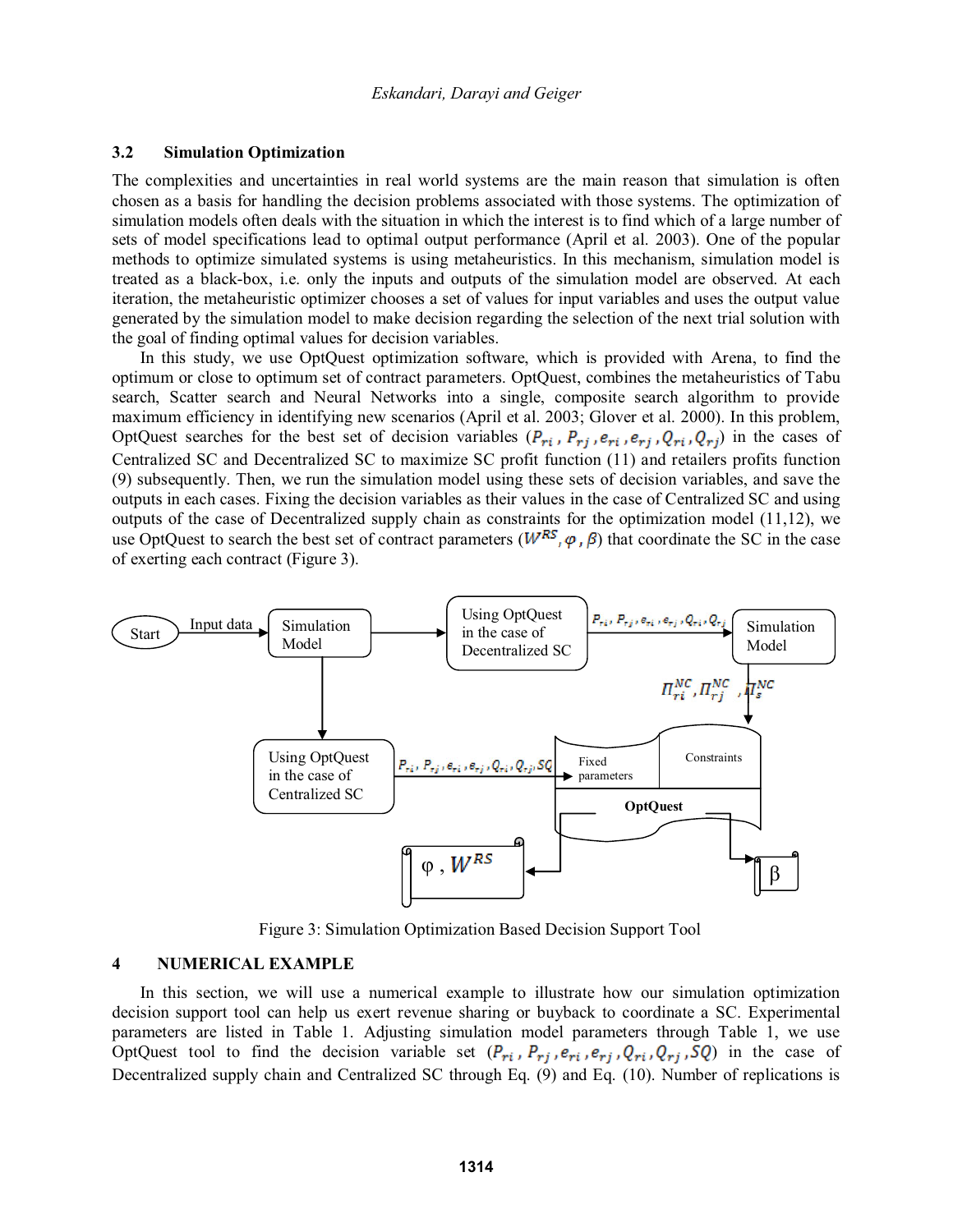### 3.2 Simulation Optimization

The complexities and uncertainties in real world systems are the main reason that simulation is often chosen as a basis for handling the decision problems associated with those systems. The optimization of simulation models often deals with the situation in which the interest is to find which of a large number of sets of model specifications lead to optimal output performance (April et al. 2003). One of the popular methods to optimize simulated systems is using metaheuristics. In this mechanism, simulation model is treated as a black-box, i.e. only the inputs and outputs of the simulation model are observed. At each iteration, the metaheuristic optimizer chooses a set of values for input variables and uses the output value generated by the simulation model to make decision regarding the selection of the next trial solution with the goal of finding optimal values for decision variables.

In this study, we use OptQuest optimization software, which is provided with Arena, to find the optimum or close to optimum set of contract parameters. OptQuest, combines the metaheuristics of Tabu search, Scatter search and Neural Networks into a single, composite search algorithm to provide maximum efficiency in identifying new scenarios (April et al. 2003; Glover et al. 2000). In this problem, OptQuest searches for the best set of decision variables ($P_{ri}$, $P_{rj}$, $e_{ri}$, $e_{rj}$, $Q_{ri}$, $Q_{rj}$) in the cases of Centralized SC and Decentralized SC to maximize SC profit function (11) and retailers profits function (9) subsequently. Then, we run the simulation model using these sets of decision variables, and save the outputs in each cases. Fixing the decision variables as their values in the case of Centralized SC and using outputs of the case of Decentralized supply chain as constraints for the optimization model (11,12), we use OptQuest to search the best set of contract parameters ($W^{RS}$, $\varphi$, $\beta$) that coordinate the SC in the case of exerting each contract (Figure 3).

Figure 3: Simulation Optimization Based Decision Support Tool

## 4 NUMERICAL EXAMPLE

In this section, we will use a numerical example to illustrate how our simulation optimization decision support tool can help us exert revenue sharing or buyback to coordinate a SC. Experimental parameters are listed in Table 1. Adjusting simulation model parameters through Table 1, we use OptQuest tool to find the decision variable set ($P_{ri}$, $P_{rj}$, $e_{ri}$, $e_{rj}$, $Q_{ri}$, $Q_{rj}$, $SQ$) in the case of Decentralized supply chain and Centralized SC through Eq. (9) and Eq. (10). Number of replications is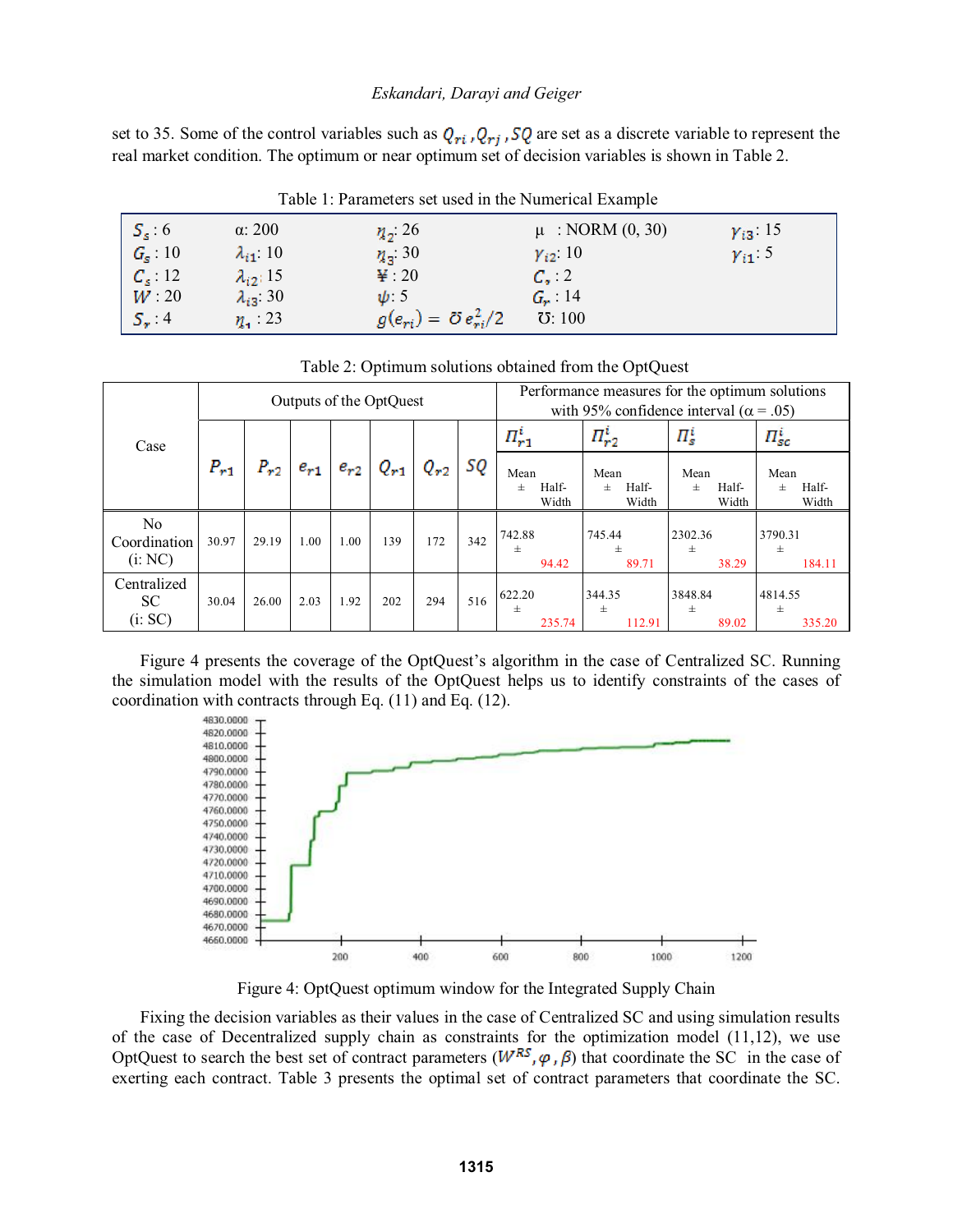set to 35. Some of the control variables such as $Q_{ri}$, $Q_{rj}$, $SQ$ are set as a discrete variable to represent the real market condition. The optimum or near optimum set of decision variables is shown in Table 2.

Table 1: Parameters set used in the Numerical Example

| | | | | |
|---|---|---|---|---|
| $S_s$ : 6 | α: 200 | $\eta_2$: 26 | μ : NORM (0, 30) | $\gamma_{i3}$: 15 |
| $G_s$ : 10 | $\lambda_{i1}$: 10 | $\eta_3$: 30 | $\gamma_{i2}$: 10 | $\gamma_{i1}$: 5 |
| $C_s$ : 12 | $\lambda_{i2}$: 15 | ¥ : 20 | $C_r$ : 2 | |
| $W$ : 20 | $\lambda_{i3}$: 30 | $\psi$: 5 | $G_r$ : 14 | |
| $S_r$ : 4 | $\eta_1$ : 23 | $g(e_{ri}) = \mho e_{ri}^2/2$ | ℧: 100 | |

Table 2: Optimum solutions obtained from the OptQuest

| Case | Outputs of the OptQuest | | | | | | | Performance measures for the optimum solutions with 95% confidence interval (α = .05) | | | |
|---|---|---|---|---|---|---|---|---|---|---|---|
| | $P_{r1}$ | $P_{r2}$ | $e_{r1}$ | $e_{r2}$ | $Q_{r1}$ | $Q_{r2}$ | $SQ$ | $\Pi_{r1}^i$ Mean ± Half-Width | $\Pi_{r2}^i$ Mean ± Half-Width | $\Pi_s^i$ Mean ± Half-Width | $\Pi_{sc}^i$ Mean ± Half-Width |
| No Coordination (i: NC) | 30.97 | 29.19 | 1.00 | 1.00 | 139 | 172 | 342 | 742.88 ± 94.42 | 745.44 ± 89.71 | 2302.36 ± 38.29 | 3790.31 ± 184.11 |
| Centralized SC (i: SC) | 30.04 | 26.00 | 2.03 | 1.92 | 202 | 294 | 516 | 622.20 ± 235.74 | 344.35 ± 112.91 | 3848.84 ± 89.02 | 4814.55 ± 335.20 |

Figure 4 presents the coverage of the OptQuest's algorithm in the case of Centralized SC. Running the simulation model with the results of the OptQuest helps us to identify constraints of the cases of coordination with contracts through Eq. (11) and Eq. (12).

Figure 4: OptQuest optimum window for the Integrated Supply Chain

Fixing the decision variables as their values in the case of Centralized SC and using simulation results of the case of Decentralized supply chain as constraints for the optimization model (11,12), we use OptQuest to search the best set of contract parameters ($W^{RS}, \varphi, \beta$) that coordinate the SC in the case of exerting each contract. Table 3 presents the optimal set of contract parameters that coordinate the SC.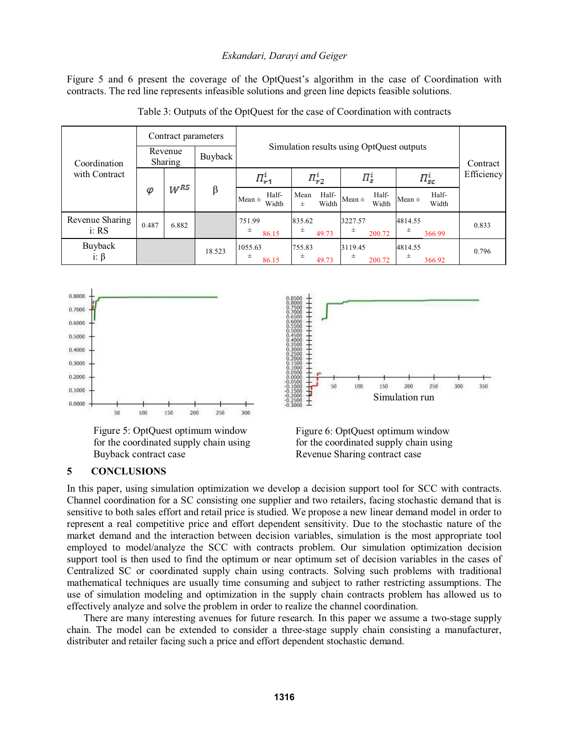Figure 5 and 6 present the coverage of the OptQuest's algorithm in the case of Coordination with contracts. The red line represents infeasible solutions and green line depicts feasible solutions.

Table 3: Outputs of the OptQuest for the case of Coordination with contracts

| Coordination with Contract | Contract parameters | | | Simulation results using OptQuest outputs | | | | | | | | Contract Efficiency |
|---|---|---|---|---|---|---|---|---|---|---|---|---|
| | Revenue Sharing | | Buyback | | | | | | | | | |
| | $\varphi$ | $W^{RS}$ | $\beta$ | $\Pi^i_{r1}$ | | $\Pi^i_{r2}$ | | $\Pi^i_s$ | | $\Pi^i_{sc}$ | | |
| | | | | Mean ± | Half-Width | Mean ± | Half-Width | Mean ± | Half-Width | Mean ± | Half-Width | |
| Revenue Sharing i: RS | 0.487 | 6.882 | | 751.99 ± | 86.15 | 835.62 ± | 49.73 | 3227.57 ± | 200.72 | 4814.55 ± | 366.99 | 0.833 |
| Buyback i: β | | | 18.523 | 1055.63 ± | 86.15 | 755.83 ± | 49.73 | 3119.45 ± | 200.72 | 4814.55 ± | 366.92 | 0.796 |

Figure 5: OptQuest optimum window for the coordinated supply chain using Buyback contract case

Figure 6: OptQuest optimum window for the coordinated supply chain using Revenue Sharing contract case

## 5 CONCLUSIONS

In this paper, using simulation optimization we develop a decision support tool for SCC with contracts. Channel coordination for a SC consisting one supplier and two retailers, facing stochastic demand that is sensitive to both sales effort and retail price is studied. We propose a new linear demand model in order to represent a real competitive price and effort dependent sensitivity. Due to the stochastic nature of the market demand and the interaction between decision variables, simulation is the most appropriate tool employed to model/analyze the SCC with contracts problem. Our simulation optimization decision support tool is then used to find the optimum or near optimum set of decision variables in the cases of Centralized SC or coordinated supply chain using contracts. Solving such problems with traditional mathematical techniques are usually time consuming and subject to rather restricting assumptions. The use of simulation modeling and optimization in the supply chain contracts problem has allowed us to effectively analyze and solve the problem in order to realize the channel coordination.

There are many interesting avenues for future research. In this paper we assume a two-stage supply chain. The model can be extended to consider a three-stage supply chain consisting a manufacturer, distributer and retailer facing such a price and effort dependent stochastic demand.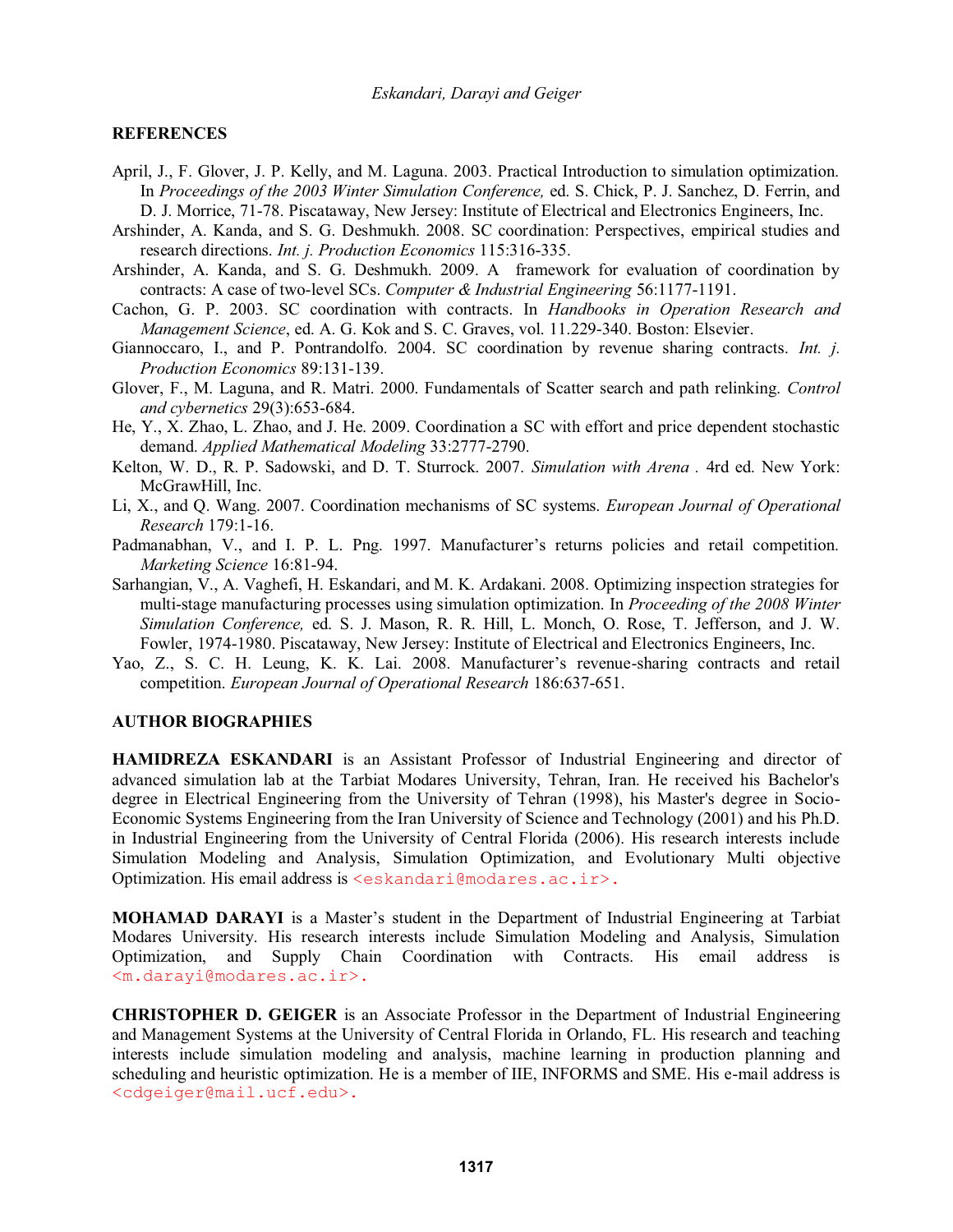## REFERENCES

April, J., F. Glover, J. P. Kelly, and M. Laguna. 2003. Practical Introduction to simulation optimization. In *Proceedings of the 2003 Winter Simulation Conference,* ed. S. Chick, P. J. Sanchez, D. Ferrin, and D. J. Morrice, 71-78. Piscataway, New Jersey: Institute of Electrical and Electronics Engineers, Inc.

Arshinder, A. Kanda, and S. G. Deshmukh. 2008. SC coordination: Perspectives, empirical studies and research directions. *Int. j. Production Economics* 115:316-335.

Arshinder, A. Kanda, and S. G. Deshmukh. 2009. A framework for evaluation of coordination by contracts: A case of two-level SCs. *Computer & Industrial Engineering* 56:1177-1191.

Cachon, G. P. 2003. SC coordination with contracts. In *Handbooks in Operation Research and Management Science*, ed. A. G. Kok and S. C. Graves, vol. 11.229-340. Boston: Elsevier.

Giannoccaro, I., and P. Pontrandolfo. 2004. SC coordination by revenue sharing contracts. *Int. j. Production Economics* 89:131-139.

Glover, F., M. Laguna, and R. Matri. 2000. Fundamentals of Scatter search and path relinking. *Control and cybernetics* 29(3):653-684.

He, Y., X. Zhao, L. Zhao, and J. He. 2009. Coordination a SC with effort and price dependent stochastic demand. *Applied Mathematical Modeling* 33:2777-2790.

Kelton, W. D., R. P. Sadowski, and D. T. Sturrock. 2007. *Simulation with Arena* . 4rd ed. New York: McGrawHill, Inc.

Li, X., and Q. Wang. 2007. Coordination mechanisms of SC systems. *European Journal of Operational Research* 179:1-16.

Padmanabhan, V., and I. P. L. Png. 1997. Manufacturer's returns policies and retail competition. *Marketing Science* 16:81-94.

Sarhangian, V., A. Vaghefi, H. Eskandari, and M. K. Ardakani. 2008. Optimizing inspection strategies for multi-stage manufacturing processes using simulation optimization. In *Proceeding of the 2008 Winter Simulation Conference,* ed. S. J. Mason, R. R. Hill, L. Monch, O. Rose, T. Jefferson, and J. W. Fowler, 1974-1980. Piscataway, New Jersey: Institute of Electrical and Electronics Engineers, Inc.

Yao, Z., S. C. H. Leung, K. K. Lai. 2008. Manufacturer's revenue-sharing contracts and retail competition. *European Journal of Operational Research* 186:637-651.

## AUTHOR BIOGRAPHIES

**HAMIDREZA ESKANDARI** is an Assistant Professor of Industrial Engineering and director of advanced simulation lab at the Tarbiat Modares University, Tehran, Iran. He received his Bachelor's degree in Electrical Engineering from the University of Tehran (1998), his Master's degree in Socio-Economic Systems Engineering from the Iran University of Science and Technology (2001) and his Ph.D. in Industrial Engineering from the University of Central Florida (2006). His research interests include Simulation Modeling and Analysis, Simulation Optimization, and Evolutionary Multi objective Optimization. His email address is <eskandari@modares.ac.ir>.

**MOHAMAD DARAYI** is a Master's student in the Department of Industrial Engineering at Tarbiat Modares University. His research interests include Simulation Modeling and Analysis, Simulation Optimization, and Supply Chain Coordination with Contracts. His email address is <m.darayi@modares.ac.ir>.

**CHRISTOPHER D. GEIGER** is an Associate Professor in the Department of Industrial Engineering and Management Systems at the University of Central Florida in Orlando, FL. His research and teaching interests include simulation modeling and analysis, machine learning in production planning and scheduling and heuristic optimization. He is a member of IIE, INFORMS and SME. His e-mail address is <cdgeiger@mail.ucf.edu>.